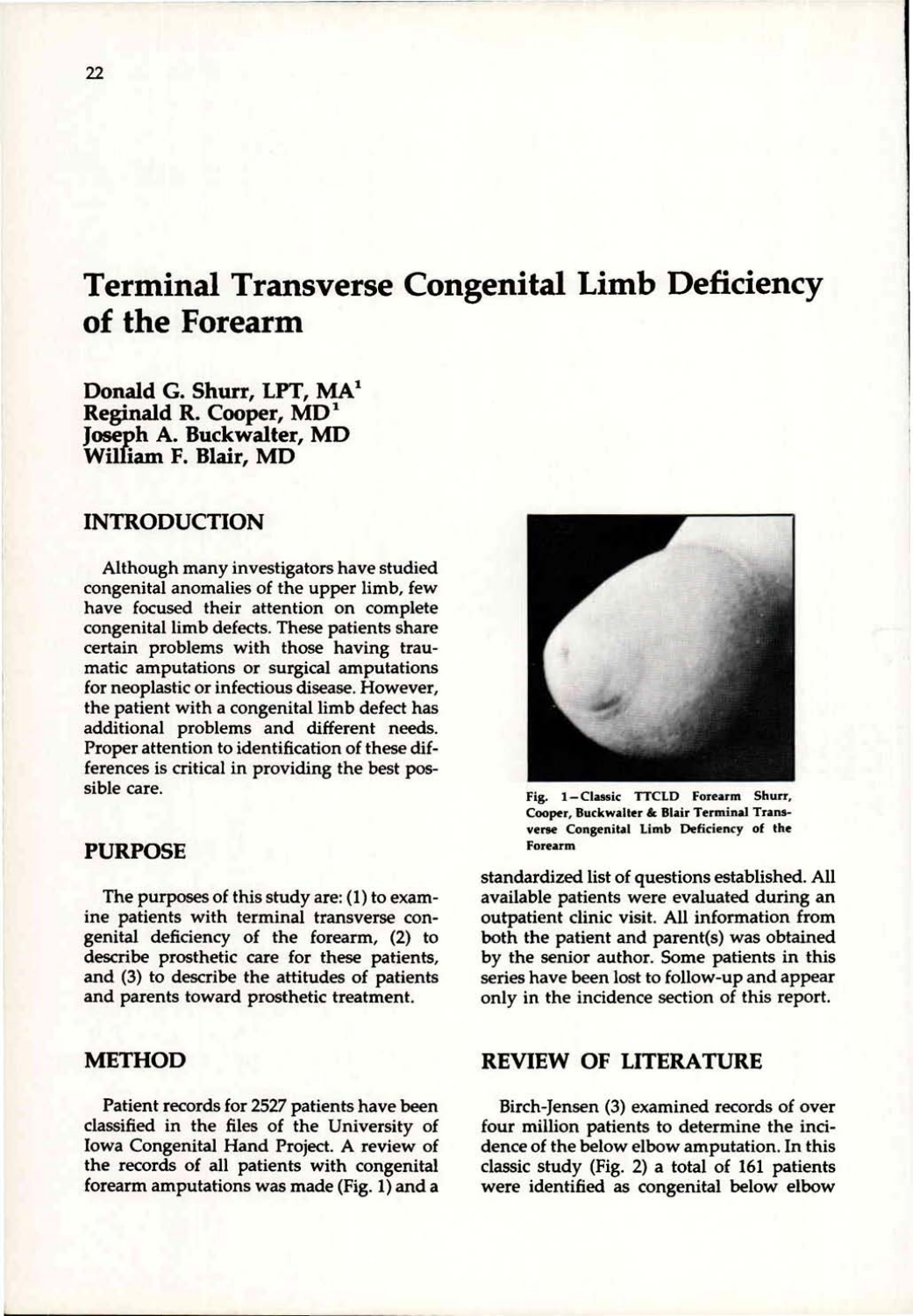# Terminal Transverse Congenital Limb Deficiency of the Forearm

**Donald G. Shurr, LPT, MA[1]**
**Reginald R. Cooper, MD[1]**
**Joseph A. Buckwalter, MD**
**William F. Blair, MD**

## INTRODUCTION

Although many investigators have studied congenital anomalies of the upper limb, few have focused their attention on complete congenital limb defects. These patients share certain problems with those having traumatic amputations or surgical amputations for neoplastic or infectious disease. However, the patient with a congenital limb defect has additional problems and different needs. Proper attention to identification of these differences is critical in providing the best possible care.

## PURPOSE

The purposes of this study are: (1) to examine patients with terminal transverse congenital deficiency of the forearm, (2) to describe prosthetic care for these patients, and (3) to describe the attitudes of patients and parents toward prosthetic treatment.

## METHOD

Patient records for 2527 patients have been classified in the files of the University of Iowa Congenital Hand Project. A review of the records of all patients with congenital forearm amputations was made (Fig. 1) and a standardized list of questions established. All available patients were evaluated during an outpatient clinic visit. All information from both the patient and parent(s) was obtained by the senior author. Some patients in this series have been lost to follow-up and appear only in the incidence section of this report.

Fig. 1—Classic TTCLD Forearm Shurr, Cooper, Buckwalter & Blair Terminal Transverse Congenital Limb Deficiency of the Forearm

## REVIEW OF LITERATURE

Birch-Jensen (3) examined records of over four million patients to determine the incidence of the below elbow amputation. In this classic study (Fig. 2) a total of 161 patients were identified as congenital below elbow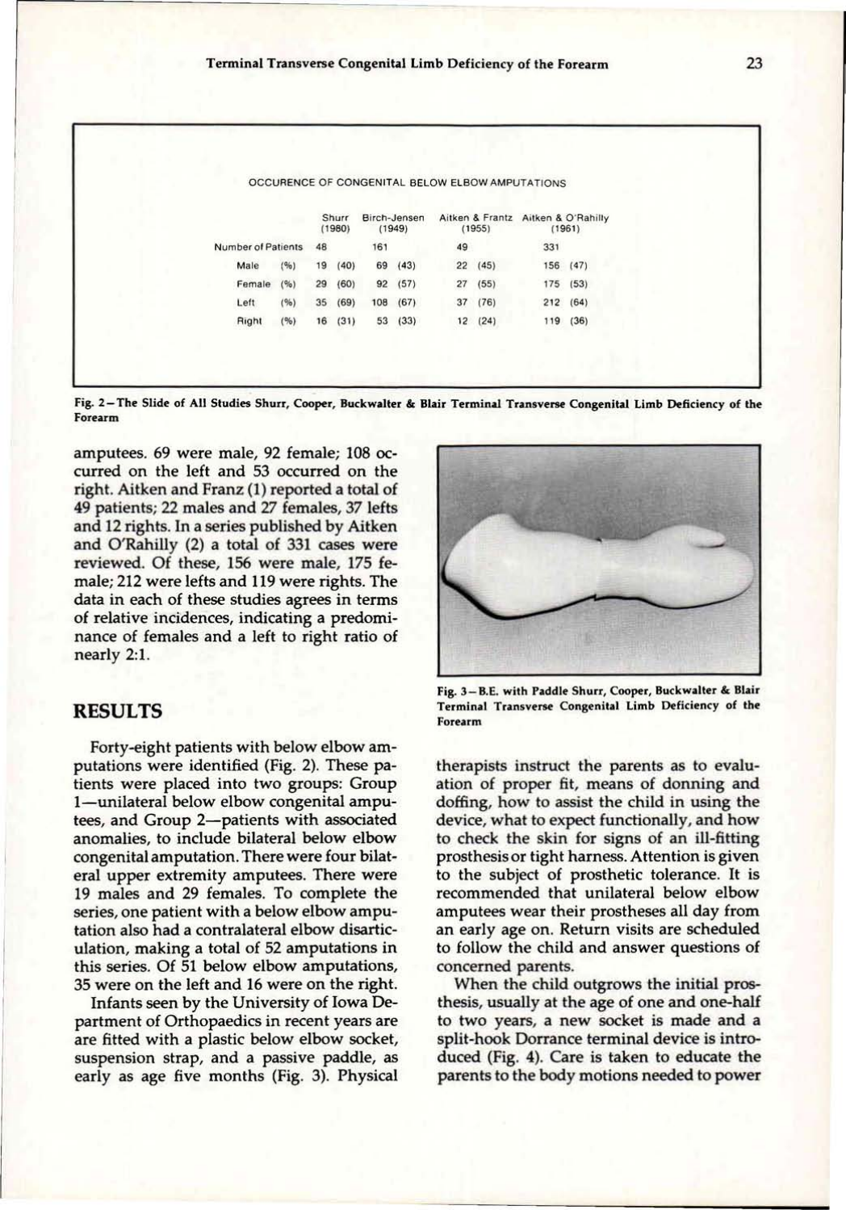OCCURENCE OF CONGENITAL BELOW ELBOW AMPUTATIONS

| | Shurr (1980) | Birch-Jensen (1949) | Aitken & Frantz (1955) | Aitken & O'Rahilly (1961) |
|---|---|---|---|---|
| Number of Patients | 48 | 161 | 49 | 331 |
| Male (%) | 19 (40) | 69 (43) | 22 (45) | 156 (47) |
| Female (%) | 29 (60) | 92 (57) | 27 (55) | 175 (53) |
| Left (%) | 35 (69) | 108 (67) | 37 (76) | 212 (64) |
| Right (%) | 16 (31) | 53 (33) | 12 (24) | 119 (36) |

**Fig. 2—The Slide of All Studies Shurr, Cooper, Buckwalter & Blair Terminal Transverse Congenital Limb Deficiency of the Forearm**

amputees. 69 were male, 92 female; 108 occurred on the left and 53 occurred on the right. Aitken and Franz (1) reported a total of 49 patients; 22 males and 27 females, 37 lefts and 12 rights. In a series published by Aitken and O'Rahilly (2) a total of 331 cases were reviewed. Of these, 156 were male, 175 female; 212 were lefts and 119 were rights. The data in each of these studies agrees in terms of relative incidences, indicating a predominance of females and a left to right ratio of nearly 2:1.

## RESULTS

Forty-eight patients with below elbow amputations were identified (Fig. 2). These patients were placed into two groups: Group 1—unilateral below elbow congenital amputees, and Group 2—patients with associated anomalies, to include bilateral below elbow congenital amputation. There were four bilateral upper extremity amputees. There were 19 males and 29 females. To complete the series, one patient with a below elbow amputation also had a contralateral elbow disarticulation, making a total of 52 amputations in this series. Of 51 below elbow amputations, 35 were on the left and 16 were on the right.

Infants seen by the University of Iowa Department of Orthopaedics in recent years are are fitted with a plastic below elbow socket, suspension strap, and a passive paddle, as early as age five months (Fig. 3). Physical therapists instruct the parents as to evaluation of proper fit, means of donning and doffing, how to assist the child in using the device, what to expect functionally, and how to check the skin for signs of an ill-fitting prosthesis or tight harness. Attention is given to the subject of prosthetic tolerance. It is recommended that unilateral below elbow amputees wear their prostheses all day from an early age on. Return visits are scheduled to follow the child and answer questions of concerned parents.

**Fig. 3—B.E. with Paddle Shurr, Cooper, Buckwalter & Blair Terminal Transverse Congenital Limb Deficiency of the Forearm**

When the child outgrows the initial prosthesis, usually at the age of one and one-half to two years, a new socket is made and a split-hook Dorrance terminal device is introduced (Fig. 4). Care is taken to educate the parents to the body motions needed to power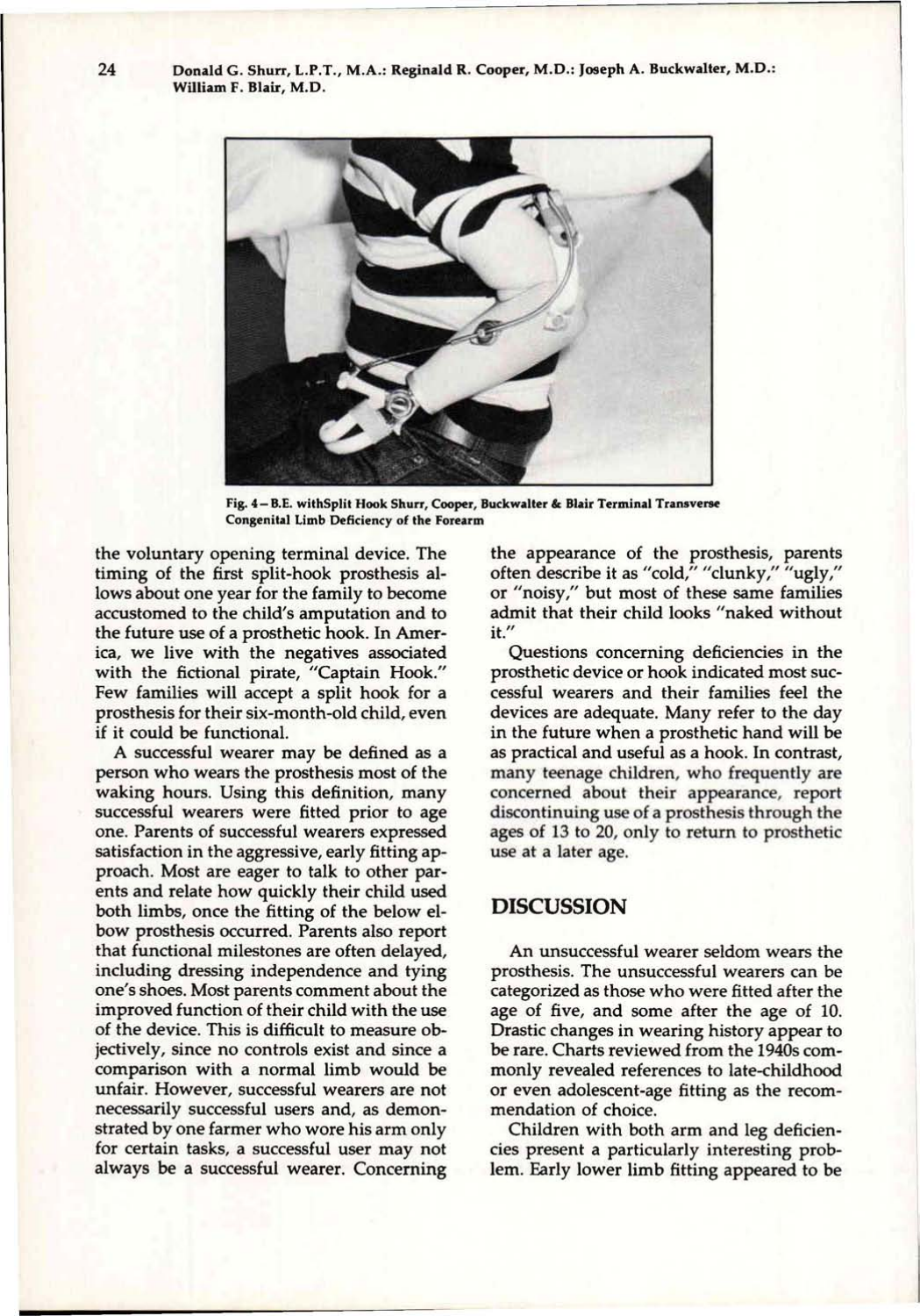Fig. 4 – B.E. withSplit Hook Shurr, Cooper, Buckwalter & Blair Terminal Transverse Congenital Limb Deficiency of the Forearm

the voluntary opening terminal device. The timing of the first split-hook prosthesis allows about one year for the family to become accustomed to the child's amputation and to the future use of a prosthetic hook. In America, we live with the negatives associated with the fictional pirate, "Captain Hook." Few families will accept a split hook for a prosthesis for their six-month-old child, even if it could be functional.

A successful wearer may be defined as a person who wears the prosthesis most of the waking hours. Using this definition, many successful wearers were fitted prior to age one. Parents of successful wearers expressed satisfaction in the aggressive, early fitting approach. Most are eager to talk to other parents and relate how quickly their child used both limbs, once the fitting of the below elbow prosthesis occurred. Parents also report that functional milestones are often delayed, including dressing independence and tying one's shoes. Most parents comment about the improved function of their child with the use of the device. This is difficult to measure objectively, since no controls exist and since a comparison with a normal limb would be unfair. However, successful wearers are not necessarily successful users and, as demonstrated by one farmer who wore his arm only for certain tasks, a successful user may not always be a successful wearer. Concerning the appearance of the prosthesis, parents often describe it as "cold," "clunky," "ugly," or "noisy," but most of these same families admit that their child looks "naked without it."

Questions concerning deficiencies in the prosthetic device or hook indicated most successful wearers and their families feel the devices are adequate. Many refer to the day in the future when a prosthetic hand will be as practical and useful as a hook. In contrast, many teenage children, who frequently are concerned about their appearance, report discontinuing use of a prosthesis through the ages of 13 to 20, only to return to prosthetic use at a later age.

## DISCUSSION

An unsuccessful wearer seldom wears the prosthesis. The unsuccessful wearers can be categorized as those who were fitted after the age of five, and some after the age of 10. Drastic changes in wearing history appear to be rare. Charts reviewed from the 1940s commonly revealed references to late-childhood or even adolescent-age fitting as the recommendation of choice.

Children with both arm and leg deficiencies present a particularly interesting problem. Early lower limb fitting appeared to be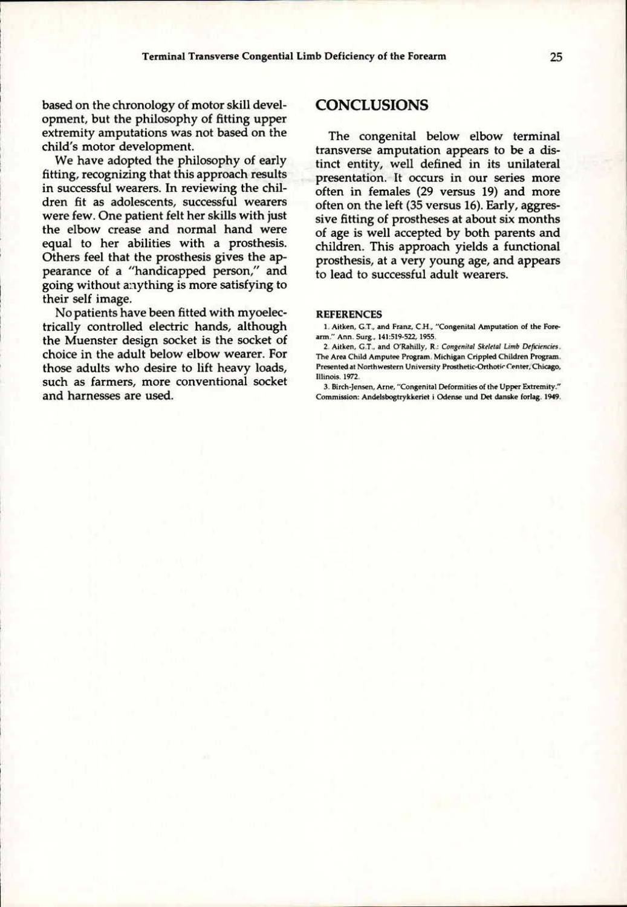based on the chronology of motor skill development, but the philosophy of fitting upper extremity amputations was not based on the child's motor development.

We have adopted the philosophy of early fitting, recognizing that this approach results in successful wearers. In reviewing the children fit as adolescents, successful wearers were few. One patient felt her skills with just the elbow crease and normal hand were equal to her abilities with a prosthesis. Others feel that the prosthesis gives the appearance of a "handicapped person," and going without anything is more satisfying to their self image.

No patients have been fitted with myoelectrically controlled electric hands, although the Muenster design socket is the socket of choice in the adult below elbow wearer. For those adults who desire to lift heavy loads, such as farmers, more conventional socket and harnesses are used.

## CONCLUSIONS

The congenital below elbow terminal transverse amputation appears to be a distinct entity, well defined in its unilateral presentation. It occurs in our series more often in females (29 versus 19) and more often on the left (35 versus 16). Early, aggressive fitting of prostheses at about six months of age is well accepted by both parents and children. This approach yields a functional prosthesis, at a very young age, and appears to lead to successful adult wearers.

#### REFERENCES

1. Aitken, G.T., and Franz, C.H., "Congenital Amputation of the Forearm." Ann. Surg., 141:519-522, 1955.
2. Aitken, G.T., and O'Rahilly, R.: *Congenital Skeletal Limb Deficiencies*. The Area Child Amputee Program. Michigan Crippled Children Program. Presented at Northwestern University Prosthetic-Orthotic Center, Chicago, Illinois. 1972.
3. Birch-Jensen, Arne, "Congenital Deformities of the Upper Extremity." Commission: Andelsbogtrykkeriet i Odense und Det danske forlag. 1949.